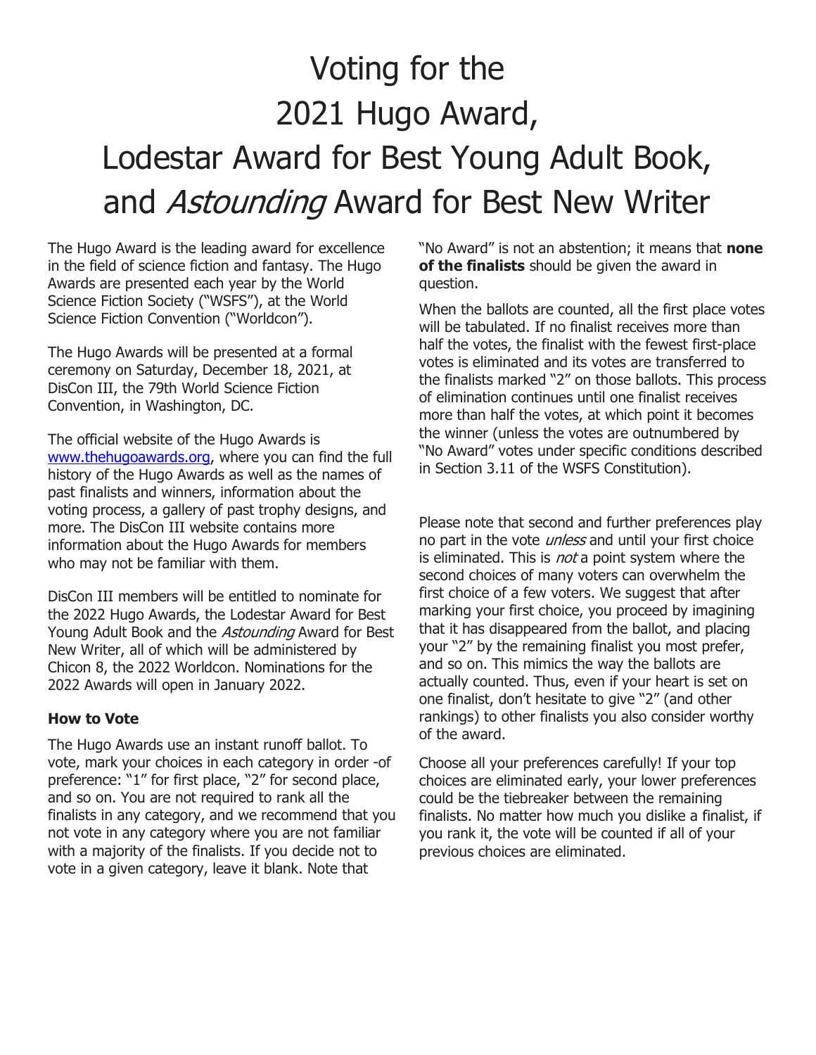# Voting for the 2021 Hugo Award, Lodestar Award for Best Young Adult Book, and *Astounding* Award for Best New Writer

The Hugo Award is the leading award for excellence in the field of science fiction and fantasy. The Hugo Awards are presented each year by the World Science Fiction Society ("WSFS"), at the World Science Fiction Convention ("Worldcon").

The Hugo Awards will be presented at a formal ceremony on Saturday, December 18, 2021, at DisCon III, the 79th World Science Fiction Convention, in Washington, DC.

The official website of the Hugo Awards is [www.thehugoawards.org](http://www.thehugoawards.org), where you can find the full history of the Hugo Awards as well as the names of past finalists and winners, information about the voting process, a gallery of past trophy designs, and more. The DisCon III website contains more information about the Hugo Awards for members who may not be familiar with them.

DisCon III members will be entitled to nominate for the 2022 Hugo Awards, the Lodestar Award for Best Young Adult Book and the *Astounding* Award for Best New Writer, all of which will be administered by Chicon 8, the 2022 Worldcon. Nominations for the 2022 Awards will open in January 2022.

**How to Vote**

The Hugo Awards use an instant runoff ballot. To vote, mark your choices in each category in order -of preference: "1" for first place, "2" for second place, and so on. You are not required to rank all the finalists in any category, and we recommend that you not vote in any category where you are not familiar with a majority of the finalists. If you decide not to vote in a given category, leave it blank. Note that "No Award" is not an abstention; it means that **none of the finalists** should be given the award in question.

When the ballots are counted, all the first place votes will be tabulated. If no finalist receives more than half the votes, the finalist with the fewest first-place votes is eliminated and its votes are transferred to the finalists marked "2" on those ballots. This process of elimination continues until one finalist receives more than half the votes, at which point it becomes the winner (unless the votes are outnumbered by "No Award" votes under specific conditions described in Section 3.11 of the WSFS Constitution).

Please note that second and further preferences play no part in the vote *unless* and until your first choice is eliminated. This is *not* a point system where the second choices of many voters can overwhelm the first choice of a few voters. We suggest that after marking your first choice, you proceed by imagining that it has disappeared from the ballot, and placing your "2" by the remaining finalist you most prefer, and so on. This mimics the way the ballots are actually counted. Thus, even if your heart is set on one finalist, don't hesitate to give "2" (and other rankings) to other finalists you also consider worthy of the award.

Choose all your preferences carefully! If your top choices are eliminated early, your lower preferences could be the tiebreaker between the remaining finalists. No matter how much you dislike a finalist, if you rank it, the vote will be counted if all of your previous choices are eliminated.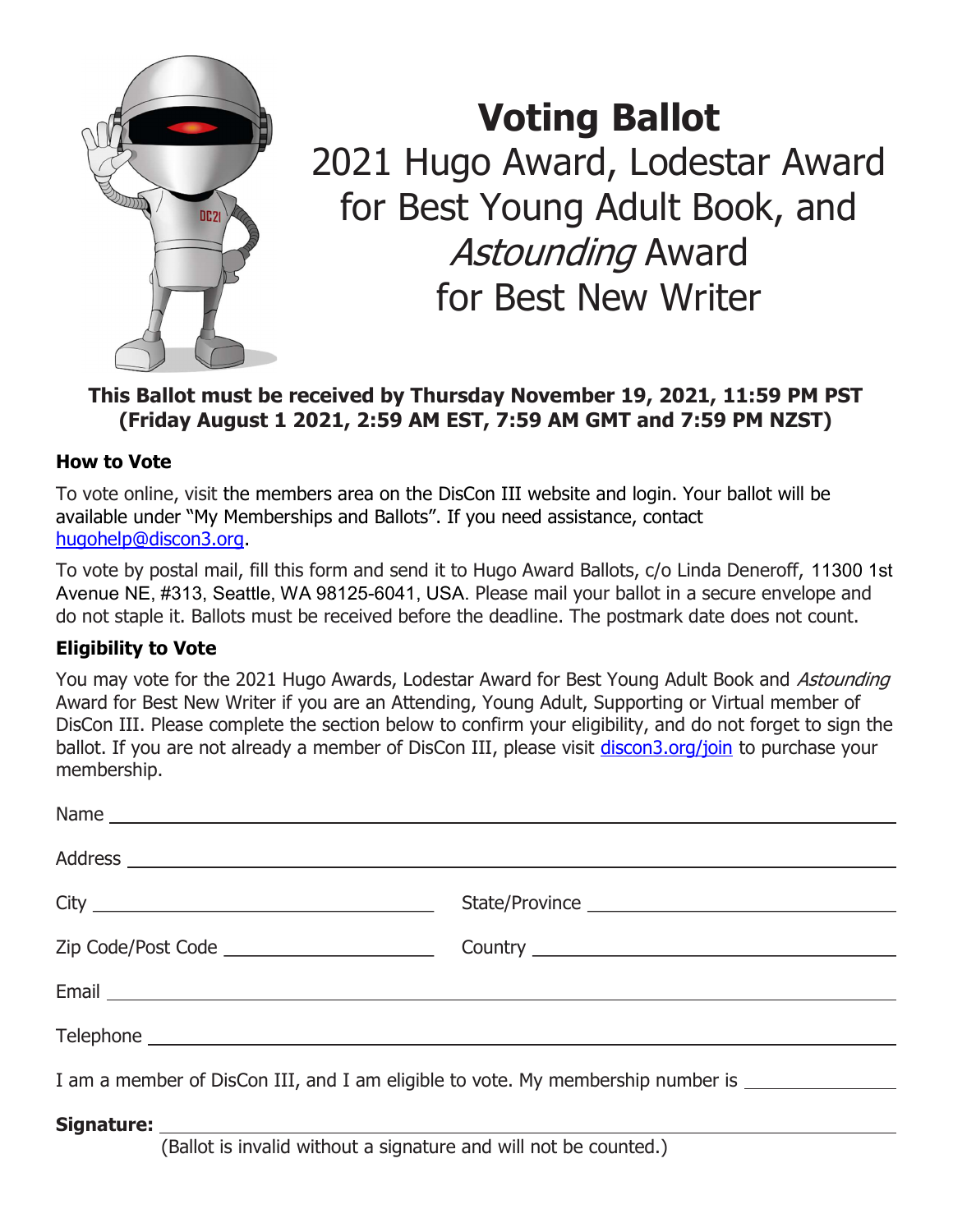# Voting Ballot

## 2021 Hugo Award, Lodestar Award for Best Young Adult Book, and *Astounding* Award for Best New Writer

**This Ballot must be received by Thursday November 19, 2021, 11:59 PM PST (Friday August 1 2021, 2:59 AM EST, 7:59 AM GMT and 7:59 PM NZST)**

### How to Vote

To vote online, visit the members area on the DisCon III website and login. Your ballot will be available under "My Memberships and Ballots". If you need assistance, contact hugohelp@discon3.org.

To vote by postal mail, fill this form and send it to Hugo Award Ballots, c/o Linda Deneroff, 11300 1st Avenue NE, #313, Seattle, WA 98125-6041, USA. Please mail your ballot in a secure envelope and do not staple it. Ballots must be received before the deadline. The postmark date does not count.

### Eligibility to Vote

You may vote for the 2021 Hugo Awards, Lodestar Award for Best Young Adult Book and *Astounding* Award for Best New Writer if you are an Attending, Young Adult, Supporting or Virtual member of DisCon III. Please complete the section below to confirm your eligibility, and do not forget to sign the ballot. If you are not already a member of DisCon III, please visit discon3.org/join to purchase your membership.

Name ______________________________________________

Address ______________________________________________

City ______________________ State/Province ______________________

Zip Code/Post Code ______________________ Country ______________________

Email ______________________________________________

Telephone ______________________________________________

I am a member of DisCon III, and I am eligible to vote. My membership number is ____________

**Signature:** ______________________________________________

(Ballot is invalid without a signature and will not be counted.)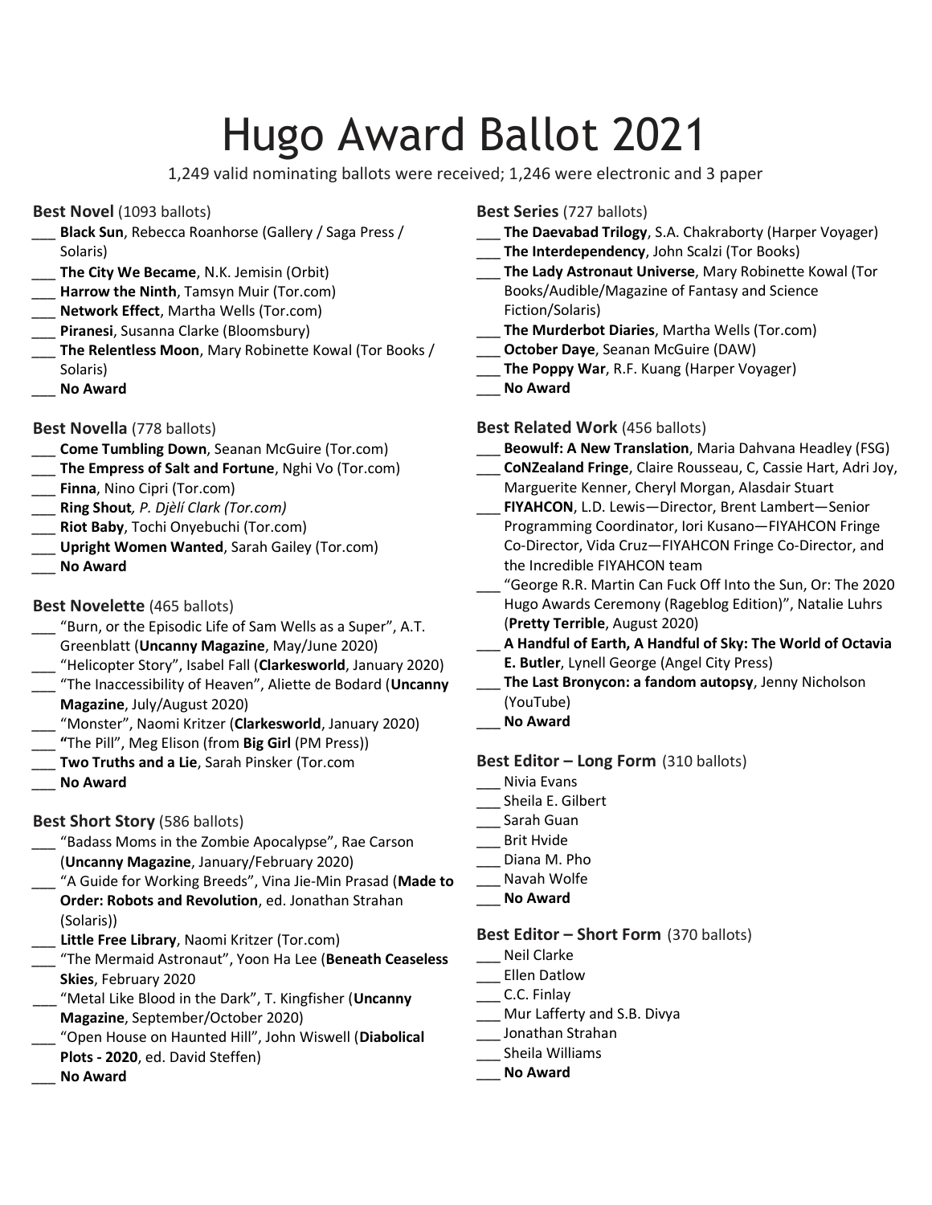# Hugo Award Ballot 2021

1,249 valid nominating ballots were received; 1,246 were electronic and 3 paper

**Best Novel** (1093 ballots)

- ___ **Black Sun**, Rebecca Roanhorse (Gallery / Saga Press / Solaris)
- ___ **The City We Became**, N.K. Jemisin (Orbit)
- ___ **Harrow the Ninth**, Tamsyn Muir (Tor.com)
- ___ **Network Effect**, Martha Wells (Tor.com)
- ___ **Piranesi**, Susanna Clarke (Bloomsbury)
- ___ **The Relentless Moon**, Mary Robinette Kowal (Tor Books / Solaris)
- ___ **No Award**

**Best Novella** (778 ballots)

- ___ **Come Tumbling Down**, Seanan McGuire (Tor.com)
- ___ **The Empress of Salt and Fortune**, Nghi Vo (Tor.com)
- ___ **Finna**, Nino Cipri (Tor.com)
- ___ **Ring Shout***, P. Djèlí Clark (Tor.com)*
- ___ **Riot Baby**, Tochi Onyebuchi (Tor.com)
- ___ **Upright Women Wanted**, Sarah Gailey (Tor.com)
- ___ **No Award**

**Best Novelette** (465 ballots)

- ___ "Burn, or the Episodic Life of Sam Wells as a Super", A.T. Greenblatt (**Uncanny Magazine**, May/June 2020)
- ___ "Helicopter Story", Isabel Fall (**Clarkesworld**, January 2020)
- ___ "The Inaccessibility of Heaven", Aliette de Bodard (**Uncanny Magazine**, July/August 2020)
- ___ "Monster", Naomi Kritzer (**Clarkesworld**, January 2020)
- ___ **"**The Pill", Meg Elison (from **Big Girl** (PM Press))
- ___ **Two Truths and a Lie**, Sarah Pinsker (Tor.com
- ___ **No Award**

**Best Short Story** (586 ballots)

- ___ "Badass Moms in the Zombie Apocalypse", Rae Carson (**Uncanny Magazine**, January/February 2020)
- ___ "A Guide for Working Breeds", Vina Jie-Min Prasad (**Made to Order: Robots and Revolution**, ed. Jonathan Strahan (Solaris))
- ___ **Little Free Library**, Naomi Kritzer (Tor.com)
- ___ "The Mermaid Astronaut", Yoon Ha Lee (**Beneath Ceaseless Skies**, February 2020
- ___ "Metal Like Blood in the Dark", T. Kingfisher (**Uncanny Magazine**, September/October 2020)
- ___ "Open House on Haunted Hill", John Wiswell (**Diabolical Plots - 2020**, ed. David Steffen)
- ___ **No Award**

**Best Series** (727 ballots)

- ___ **The Daevabad Trilogy**, S.A. Chakraborty (Harper Voyager)
- ___ **The Interdependency**, John Scalzi (Tor Books)
- ___ **The Lady Astronaut Universe**, Mary Robinette Kowal (Tor Books/Audible/Magazine of Fantasy and Science Fiction/Solaris)
- ___ **The Murderbot Diaries**, Martha Wells (Tor.com)
- ___ **October Daye**, Seanan McGuire (DAW)
- ___ **The Poppy War**, R.F. Kuang (Harper Voyager)
- ___ **No Award**

**Best Related Work** (456 ballots)

- ___ **Beowulf: A New Translation**, Maria Dahvana Headley (FSG)
- ___ **CoNZealand Fringe**, Claire Rousseau, C, Cassie Hart, Adri Joy, Marguerite Kenner, Cheryl Morgan, Alasdair Stuart
- ___ **FIYAHCON**, L.D. Lewis—Director, Brent Lambert—Senior Programming Coordinator, Iori Kusano—FIYAHCON Fringe Co-Director, Vida Cruz—FIYAHCON Fringe Co-Director, and the Incredible FIYAHCON team
- ___ "George R.R. Martin Can Fuck Off Into the Sun, Or: The 2020 Hugo Awards Ceremony (Rageblog Edition)", Natalie Luhrs (**Pretty Terrible**, August 2020)
- ___ **A Handful of Earth, A Handful of Sky: The World of Octavia E. Butler**, Lynell George (Angel City Press)
- ___ **The Last Bronycon: a fandom autopsy**, Jenny Nicholson (YouTube)
- ___ **No Award**

**Best Editor – Long Form** (310 ballots)

- ___ Nivia Evans
- ___ Sheila E. Gilbert
- ___ Sarah Guan
- ___ Brit Hvide
- ___ Diana M. Pho
- ___ Navah Wolfe
- ___ **No Award**

**Best Editor – Short Form** (370 ballots)

- ___ Neil Clarke
- ___ Ellen Datlow
- ___ C.C. Finlay
- ___ Mur Lafferty and S.B. Divya
- ___ Jonathan Strahan
- ___ Sheila Williams
- ___ **No Award**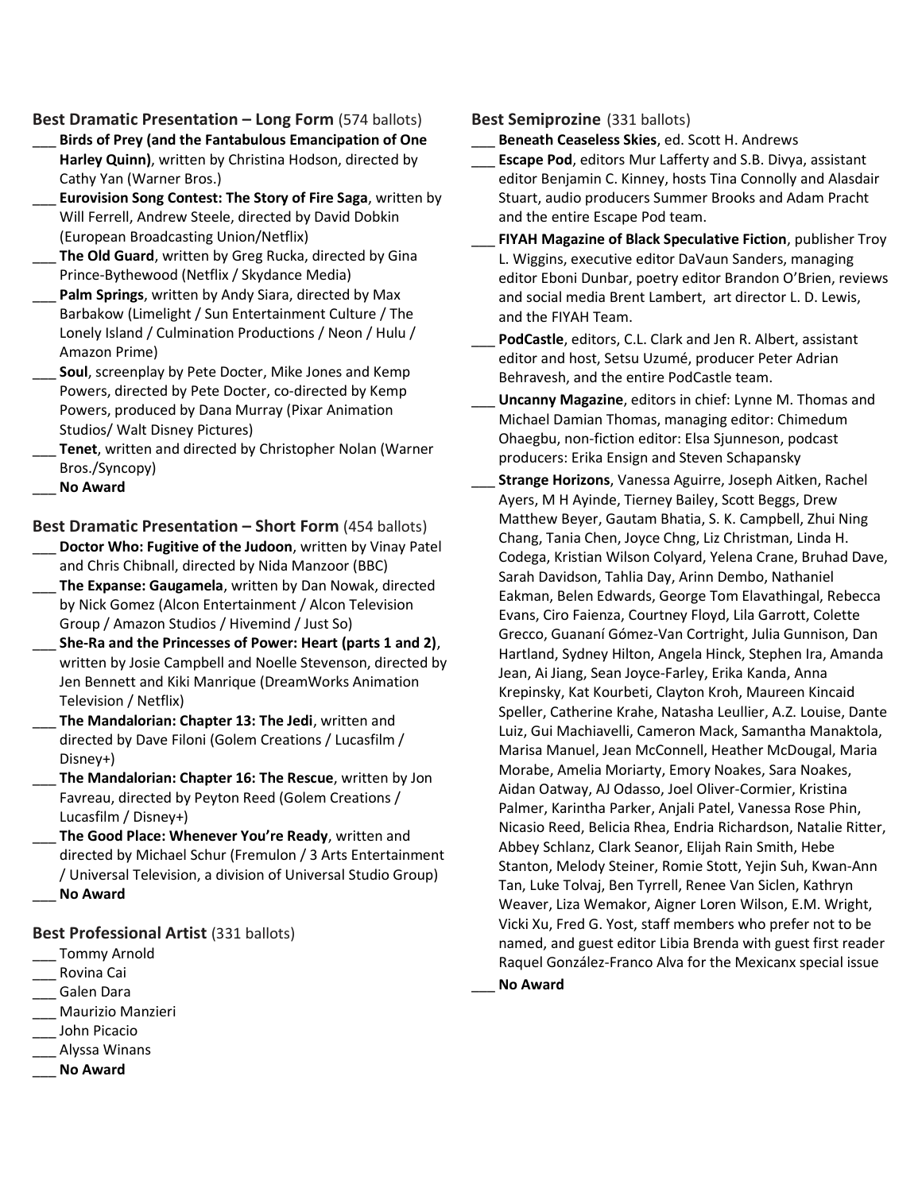### Best Dramatic Presentation – Long Form (574 ballots)

- ___ **Birds of Prey (and the Fantabulous Emancipation of One Harley Quinn)**, written by Christina Hodson, directed by Cathy Yan (Warner Bros.)
- ___ **Eurovision Song Contest: The Story of Fire Saga**, written by Will Ferrell, Andrew Steele, directed by David Dobkin (European Broadcasting Union/Netflix)
- ___ **The Old Guard**, written by Greg Rucka, directed by Gina Prince-Bythewood (Netflix / Skydance Media)
- ___ **Palm Springs**, written by Andy Siara, directed by Max Barbakow (Limelight / Sun Entertainment Culture / The Lonely Island / Culmination Productions / Neon / Hulu / Amazon Prime)
- ___ **Soul**, screenplay by Pete Docter, Mike Jones and Kemp Powers, directed by Pete Docter, co-directed by Kemp Powers, produced by Dana Murray (Pixar Animation Studios/ Walt Disney Pictures)
- ___ **Tenet**, written and directed by Christopher Nolan (Warner Bros./Syncopy)
- ___ **No Award**

### Best Dramatic Presentation – Short Form (454 ballots)

- ___ **Doctor Who: Fugitive of the Judoon**, written by Vinay Patel and Chris Chibnall, directed by Nida Manzoor (BBC)
- ___ **The Expanse: Gaugamela**, written by Dan Nowak, directed by Nick Gomez (Alcon Entertainment / Alcon Television Group / Amazon Studios / Hivemind / Just So)
- ___ **She-Ra and the Princesses of Power: Heart (parts 1 and 2)**, written by Josie Campbell and Noelle Stevenson, directed by Jen Bennett and Kiki Manrique (DreamWorks Animation Television / Netflix)
- ___ **The Mandalorian: Chapter 13: The Jedi**, written and directed by Dave Filoni (Golem Creations / Lucasfilm / Disney+)
- ___ **The Mandalorian: Chapter 16: The Rescue**, written by Jon Favreau, directed by Peyton Reed (Golem Creations / Lucasfilm / Disney+)
- ___ **The Good Place: Whenever You're Ready**, written and directed by Michael Schur (Fremulon / 3 Arts Entertainment / Universal Television, a division of Universal Studio Group)
- ___ **No Award**

### Best Professional Artist (331 ballots)

- ___ Tommy Arnold
- ___ Rovina Cai
- ___ Galen Dara
- ___ Maurizio Manzieri
- ___ John Picacio
- ___ Alyssa Winans
- ___ **No Award**

### Best Semiprozine (331 ballots)

- ___ **Beneath Ceaseless Skies**, ed. Scott H. Andrews
- ___ **Escape Pod**, editors Mur Lafferty and S.B. Divya, assistant editor Benjamin C. Kinney, hosts Tina Connolly and Alasdair Stuart, audio producers Summer Brooks and Adam Pracht and the entire Escape Pod team.
- ___ **FIYAH Magazine of Black Speculative Fiction**, publisher Troy L. Wiggins, executive editor DaVaun Sanders, managing editor Eboni Dunbar, poetry editor Brandon O'Brien, reviews and social media Brent Lambert, art director L. D. Lewis, and the FIYAH Team.
- ___ **PodCastle**, editors, C.L. Clark and Jen R. Albert, assistant editor and host, Setsu Uzumé, producer Peter Adrian Behravesh, and the entire PodCastle team.
- ___ **Uncanny Magazine**, editors in chief: Lynne M. Thomas and Michael Damian Thomas, managing editor: Chimedum Ohaegbu, non-fiction editor: Elsa Sjunneson, podcast producers: Erika Ensign and Steven Schapansky
- ___ **Strange Horizons**, Vanessa Aguirre, Joseph Aitken, Rachel Ayers, M H Ayinde, Tierney Bailey, Scott Beggs, Drew Matthew Beyer, Gautam Bhatia, S. K. Campbell, Zhui Ning Chang, Tania Chen, Joyce Chng, Liz Christman, Linda H. Codega, Kristian Wilson Colyard, Yelena Crane, Bruhad Dave, Sarah Davidson, Tahlia Day, Arinn Dembo, Nathaniel Eakman, Belen Edwards, George Tom Elavathingal, Rebecca Evans, Ciro Faienza, Courtney Floyd, Lila Garrott, Colette Grecco, Guananí Gómez-Van Cortright, Julia Gunnison, Dan Hartland, Sydney Hilton, Angela Hinck, Stephen Ira, Amanda Jean, Ai Jiang, Sean Joyce-Farley, Erika Kanda, Anna Krepinsky, Kat Kourbeti, Clayton Kroh, Maureen Kincaid Speller, Catherine Krahe, Natasha Leullier, A.Z. Louise, Dante Luiz, Gui Machiavelli, Cameron Mack, Samantha Manaktola, Marisa Manuel, Jean McConnell, Heather McDougal, Maria Morabe, Amelia Moriarty, Emory Noakes, Sara Noakes, Aidan Oatway, AJ Odasso, Joel Oliver-Cormier, Kristina Palmer, Karintha Parker, Anjali Patel, Vanessa Rose Phin, Nicasio Reed, Belicia Rhea, Endria Richardson, Natalie Ritter, Abbey Schlanz, Clark Seanor, Elijah Rain Smith, Hebe Stanton, Melody Steiner, Romie Stott, Yejin Suh, Kwan-Ann Tan, Luke Tolvaj, Ben Tyrrell, Renee Van Siclen, Kathryn Weaver, Liza Wemakor, Aigner Loren Wilson, E.M. Wright, Vicki Xu, Fred G. Yost, staff members who prefer not to be named, and guest editor Libia Brenda with guest first reader Raquel González-Franco Alva for the Mexicanx special issue
- ___ **No Award**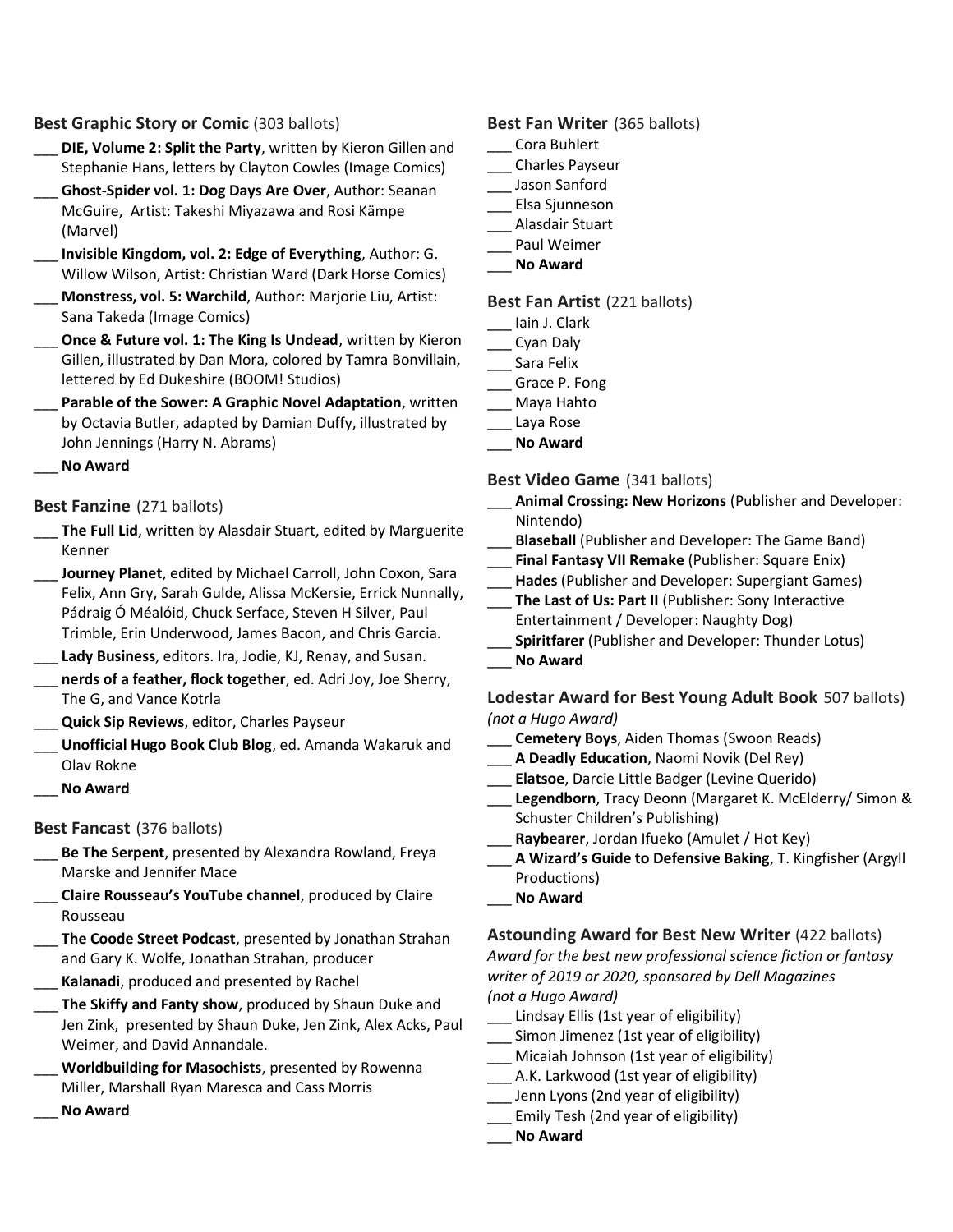**Best Graphic Story or Comic** (303 ballots)

- ___ **DIE, Volume 2: Split the Party**, written by Kieron Gillen and Stephanie Hans, letters by Clayton Cowles (Image Comics)
- ___ **Ghost-Spider vol. 1: Dog Days Are Over**, Author: Seanan McGuire, Artist: Takeshi Miyazawa and Rosi Kämpe (Marvel)
- ___ **Invisible Kingdom, vol. 2: Edge of Everything**, Author: G. Willow Wilson, Artist: Christian Ward (Dark Horse Comics)
- ___ **Monstress, vol. 5: Warchild**, Author: Marjorie Liu, Artist: Sana Takeda (Image Comics)
- ___ **Once & Future vol. 1: The King Is Undead**, written by Kieron Gillen, illustrated by Dan Mora, colored by Tamra Bonvillain, lettered by Ed Dukeshire (BOOM! Studios)
- ___ **Parable of the Sower: A Graphic Novel Adaptation**, written by Octavia Butler, adapted by Damian Duffy, illustrated by John Jennings (Harry N. Abrams)
- ___ **No Award**

**Best Fanzine** (271 ballots)

- ___ **The Full Lid**, written by Alasdair Stuart, edited by Marguerite Kenner
- ___ **Journey Planet**, edited by Michael Carroll, John Coxon, Sara Felix, Ann Gry, Sarah Gulde, Alissa McKersie, Errick Nunnally, Pádraig Ó Méalóid, Chuck Serface, Steven H Silver, Paul Trimble, Erin Underwood, James Bacon, and Chris Garcia.
- ___ **Lady Business**, editors. Ira, Jodie, KJ, Renay, and Susan.
- ___ **nerds of a feather, flock together**, ed. Adri Joy, Joe Sherry, The G, and Vance Kotrla
- ___ **Quick Sip Reviews**, editor, Charles Payseur
- ___ **Unofficial Hugo Book Club Blog**, ed. Amanda Wakaruk and Olav Rokne
- ___ **No Award**

**Best Fancast** (376 ballots)

- ___ **Be The Serpent**, presented by Alexandra Rowland, Freya Marske and Jennifer Mace
- ___ **Claire Rousseau's YouTube channel**, produced by Claire Rousseau
- ___ **The Coode Street Podcast**, presented by Jonathan Strahan and Gary K. Wolfe, Jonathan Strahan, producer
- ___ **Kalanadi**, produced and presented by Rachel
- ___ **The Skiffy and Fanty show**, produced by Shaun Duke and Jen Zink, presented by Shaun Duke, Jen Zink, Alex Acks, Paul Weimer, and David Annandale.
- ___ **Worldbuilding for Masochists**, presented by Rowenna Miller, Marshall Ryan Maresca and Cass Morris
- ___ **No Award**

**Best Fan Writer** (365 ballots)

- ___ Cora Buhlert
- ___ Charles Payseur
- ___ Jason Sanford
- ___ Elsa Sjunneson
- ___ Alasdair Stuart
- ___ Paul Weimer
- ___ **No Award**

**Best Fan Artist** (221 ballots)

- ___ Iain J. Clark
- ___ Cyan Daly
- ___ Sara Felix
- ___ Grace P. Fong
- ___ Maya Hahto
- ___ Laya Rose
- ___ **No Award**

**Best Video Game** (341 ballots)

- ___ **Animal Crossing: New Horizons** (Publisher and Developer: Nintendo)
- ___ **Blaseball** (Publisher and Developer: The Game Band)
- ___ **Final Fantasy VII Remake** (Publisher: Square Enix)
- ___ **Hades** (Publisher and Developer: Supergiant Games)
- ___ **The Last of Us: Part II** (Publisher: Sony Interactive Entertainment / Developer: Naughty Dog)
- ___ **Spiritfarer** (Publisher and Developer: Thunder Lotus)
- ___ **No Award**

**Lodestar Award for Best Young Adult Book** 507 ballots)
*(not a Hugo Award)*

- ___ **Cemetery Boys**, Aiden Thomas (Swoon Reads)
- ___ **A Deadly Education**, Naomi Novik (Del Rey)
- ___ **Elatsoe**, Darcie Little Badger (Levine Querido)
- ___ **Legendborn**, Tracy Deonn (Margaret K. McElderry/ Simon & Schuster Children's Publishing)
- ___ **Raybearer**, Jordan Ifueko (Amulet / Hot Key)
- ___ **A Wizard's Guide to Defensive Baking**, T. Kingfisher (Argyll Productions)
- ___ **No Award**

**Astounding Award for Best New Writer** (422 ballots)
*Award for the best new professional science fiction or fantasy writer of 2019 or 2020, sponsored by Dell Magazines*
*(not a Hugo Award)*

- ___ Lindsay Ellis (1st year of eligibility)
- ___ Simon Jimenez (1st year of eligibility)
- ___ Micaiah Johnson (1st year of eligibility)
- ___ A.K. Larkwood (1st year of eligibility)
- ___ Jenn Lyons (2nd year of eligibility)
- ___ Emily Tesh (2nd year of eligibility)
- ___ **No Award**